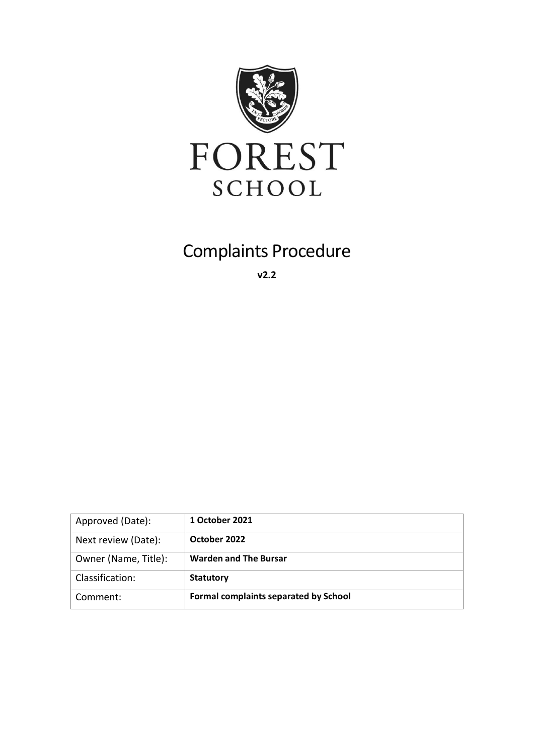FOREST

SCHOOL

# Complaints Procedure

**v2.2**

| Approved (Date): | **1 October 2021** |
|---|---|
| Next review (Date): | **October 2022** |
| Owner (Name, Title): | **Warden and The Bursar** |
| Classification: | **Statutory** |
| Comment: | **Formal complaints separated by School** |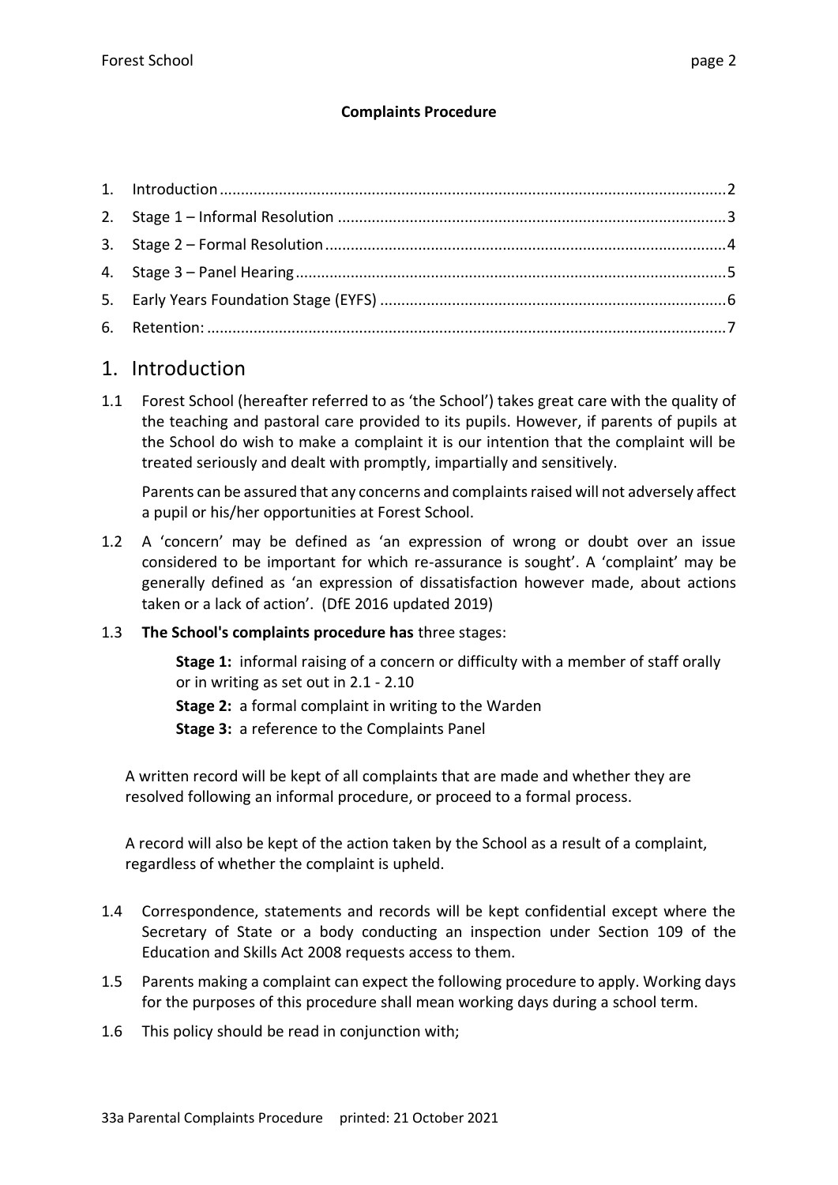**Complaints Procedure**

1. Introduction ....................................................................................................2
2. Stage 1 – Informal Resolution ....................................................................3
3. Stage 2 – Formal Resolution .......................................................................4
4. Stage 3 – Panel Hearing ..............................................................................5
5. Early Years Foundation Stage (EYFS) .........................................................6
6. Retention: .....................................................................................................7

# 1. Introduction

1.1 Forest School (hereafter referred to as 'the School') takes great care with the quality of the teaching and pastoral care provided to its pupils. However, if parents of pupils at the School do wish to make a complaint it is our intention that the complaint will be treated seriously and dealt with promptly, impartially and sensitively.

Parents can be assured that any concerns and complaints raised will not adversely affect a pupil or his/her opportunities at Forest School.

1.2 A 'concern' may be defined as 'an expression of wrong or doubt over an issue considered to be important for which re-assurance is sought'. A 'complaint' may be generally defined as 'an expression of dissatisfaction however made, about actions taken or a lack of action'. (DfE 2016 updated 2019)

1.3 **The School's complaints procedure has** three stages:

**Stage 1:** informal raising of a concern or difficulty with a member of staff orally or in writing as set out in 2.1 - 2.10

**Stage 2:** a formal complaint in writing to the Warden

**Stage 3:** a reference to the Complaints Panel

A written record will be kept of all complaints that are made and whether they are resolved following an informal procedure, or proceed to a formal process.

A record will also be kept of the action taken by the School as a result of a complaint, regardless of whether the complaint is upheld.

1.4 Correspondence, statements and records will be kept confidential except where the Secretary of State or a body conducting an inspection under Section 109 of the Education and Skills Act 2008 requests access to them.

1.5 Parents making a complaint can expect the following procedure to apply. Working days for the purposes of this procedure shall mean working days during a school term.

1.6 This policy should be read in conjunction with;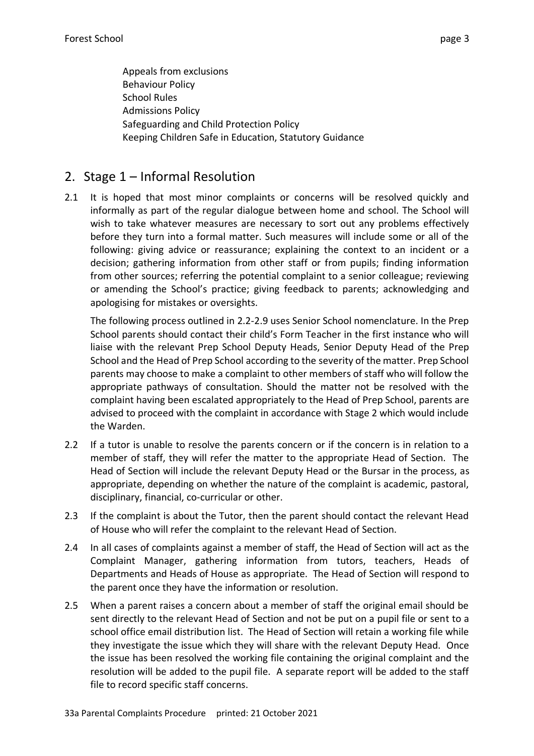Appeals from exclusions
Behaviour Policy
School Rules
Admissions Policy
Safeguarding and Child Protection Policy
Keeping Children Safe in Education, Statutory Guidance

## 2. Stage 1 – Informal Resolution

2.1 It is hoped that most minor complaints or concerns will be resolved quickly and informally as part of the regular dialogue between home and school. The School will wish to take whatever measures are necessary to sort out any problems effectively before they turn into a formal matter. Such measures will include some or all of the following: giving advice or reassurance; explaining the context to an incident or a decision; gathering information from other staff or from pupils; finding information from other sources; referring the potential complaint to a senior colleague; reviewing or amending the School's practice; giving feedback to parents; acknowledging and apologising for mistakes or oversights.

The following process outlined in 2.2-2.9 uses Senior School nomenclature. In the Prep School parents should contact their child's Form Teacher in the first instance who will liaise with the relevant Prep School Deputy Heads, Senior Deputy Head of the Prep School and the Head of Prep School according to the severity of the matter. Prep School parents may choose to make a complaint to other members of staff who will follow the appropriate pathways of consultation. Should the matter not be resolved with the complaint having been escalated appropriately to the Head of Prep School, parents are advised to proceed with the complaint in accordance with Stage 2 which would include the Warden.

2.2 If a tutor is unable to resolve the parents concern or if the concern is in relation to a member of staff, they will refer the matter to the appropriate Head of Section. The Head of Section will include the relevant Deputy Head or the Bursar in the process, as appropriate, depending on whether the nature of the complaint is academic, pastoral, disciplinary, financial, co-curricular or other.

2.3 If the complaint is about the Tutor, then the parent should contact the relevant Head of House who will refer the complaint to the relevant Head of Section.

2.4 In all cases of complaints against a member of staff, the Head of Section will act as the Complaint Manager, gathering information from tutors, teachers, Heads of Departments and Heads of House as appropriate. The Head of Section will respond to the parent once they have the information or resolution.

2.5 When a parent raises a concern about a member of staff the original email should be sent directly to the relevant Head of Section and not be put on a pupil file or sent to a school office email distribution list. The Head of Section will retain a working file while they investigate the issue which they will share with the relevant Deputy Head. Once the issue has been resolved the working file containing the original complaint and the resolution will be added to the pupil file. A separate report will be added to the staff file to record specific staff concerns.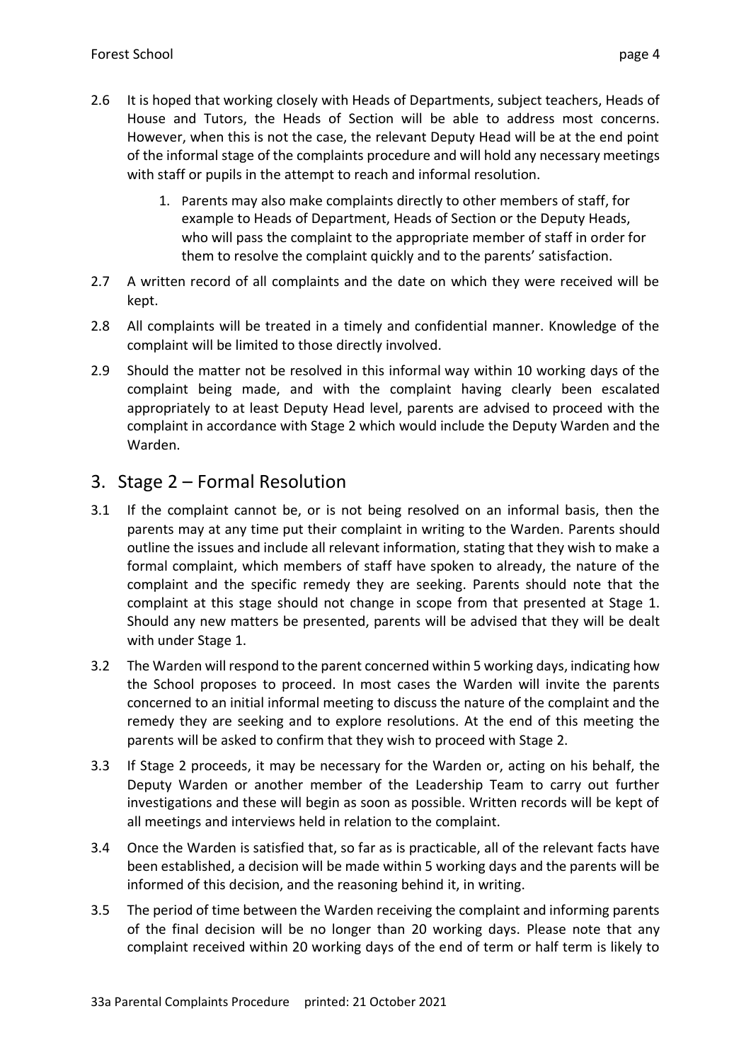2.6 It is hoped that working closely with Heads of Departments, subject teachers, Heads of House and Tutors, the Heads of Section will be able to address most concerns. However, when this is not the case, the relevant Deputy Head will be at the end point of the informal stage of the complaints procedure and will hold any necessary meetings with staff or pupils in the attempt to reach and informal resolution.

1. Parents may also make complaints directly to other members of staff, for example to Heads of Department, Heads of Section or the Deputy Heads, who will pass the complaint to the appropriate member of staff in order for them to resolve the complaint quickly and to the parents' satisfaction.

2.7 A written record of all complaints and the date on which they were received will be kept.

2.8 All complaints will be treated in a timely and confidential manner. Knowledge of the complaint will be limited to those directly involved.

2.9 Should the matter not be resolved in this informal way within 10 working days of the complaint being made, and with the complaint having clearly been escalated appropriately to at least Deputy Head level, parents are advised to proceed with the complaint in accordance with Stage 2 which would include the Deputy Warden and the Warden.

## 3. Stage 2 – Formal Resolution

3.1 If the complaint cannot be, or is not being resolved on an informal basis, then the parents may at any time put their complaint in writing to the Warden. Parents should outline the issues and include all relevant information, stating that they wish to make a formal complaint, which members of staff have spoken to already, the nature of the complaint and the specific remedy they are seeking. Parents should note that the complaint at this stage should not change in scope from that presented at Stage 1. Should any new matters be presented, parents will be advised that they will be dealt with under Stage 1.

3.2 The Warden will respond to the parent concerned within 5 working days, indicating how the School proposes to proceed. In most cases the Warden will invite the parents concerned to an initial informal meeting to discuss the nature of the complaint and the remedy they are seeking and to explore resolutions. At the end of this meeting the parents will be asked to confirm that they wish to proceed with Stage 2.

3.3 If Stage 2 proceeds, it may be necessary for the Warden or, acting on his behalf, the Deputy Warden or another member of the Leadership Team to carry out further investigations and these will begin as soon as possible. Written records will be kept of all meetings and interviews held in relation to the complaint.

3.4 Once the Warden is satisfied that, so far as is practicable, all of the relevant facts have been established, a decision will be made within 5 working days and the parents will be informed of this decision, and the reasoning behind it, in writing.

3.5 The period of time between the Warden receiving the complaint and informing parents of the final decision will be no longer than 20 working days. Please note that any complaint received within 20 working days of the end of term or half term is likely to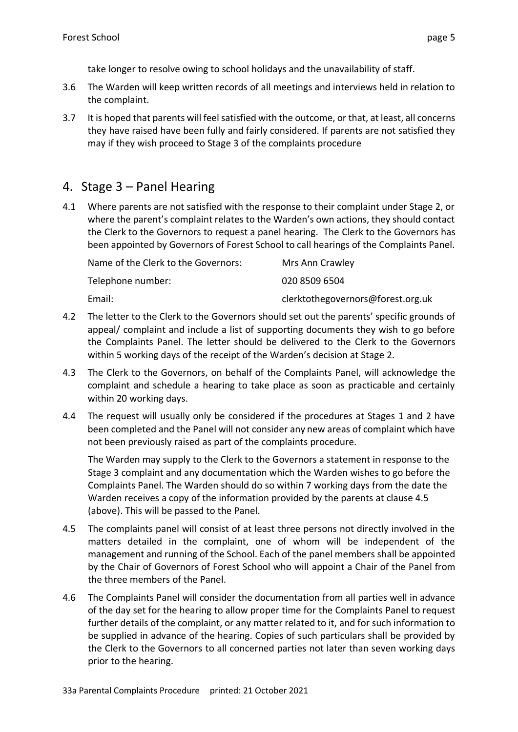take longer to resolve owing to school holidays and the unavailability of staff.

3.6 The Warden will keep written records of all meetings and interviews held in relation to the complaint.

3.7 It is hoped that parents will feel satisfied with the outcome, or that, at least, all concerns they have raised have been fully and fairly considered. If parents are not satisfied they may if they wish proceed to Stage 3 of the complaints procedure

## 4. Stage 3 – Panel Hearing

4.1 Where parents are not satisfied with the response to their complaint under Stage 2, or where the parent's complaint relates to the Warden's own actions, they should contact the Clerk to the Governors to request a panel hearing. The Clerk to the Governors has been appointed by Governors of Forest School to call hearings of the Complaints Panel.

| | |
|---|---|
| Name of the Clerk to the Governors: | Mrs Ann Crawley |
| Telephone number: | 020 8509 6504 |
| Email: | clerktothegovernors@forest.org.uk |

4.2 The letter to the Clerk to the Governors should set out the parents' specific grounds of appeal/ complaint and include a list of supporting documents they wish to go before the Complaints Panel. The letter should be delivered to the Clerk to the Governors within 5 working days of the receipt of the Warden's decision at Stage 2.

4.3 The Clerk to the Governors, on behalf of the Complaints Panel, will acknowledge the complaint and schedule a hearing to take place as soon as practicable and certainly within 20 working days.

4.4 The request will usually only be considered if the procedures at Stages 1 and 2 have been completed and the Panel will not consider any new areas of complaint which have not been previously raised as part of the complaints procedure.

The Warden may supply to the Clerk to the Governors a statement in response to the Stage 3 complaint and any documentation which the Warden wishes to go before the Complaints Panel. The Warden should do so within 7 working days from the date the Warden receives a copy of the information provided by the parents at clause 4.5 (above). This will be passed to the Panel.

4.5 The complaints panel will consist of at least three persons not directly involved in the matters detailed in the complaint, one of whom will be independent of the management and running of the School. Each of the panel members shall be appointed by the Chair of Governors of Forest School who will appoint a Chair of the Panel from the three members of the Panel.

4.6 The Complaints Panel will consider the documentation from all parties well in advance of the day set for the hearing to allow proper time for the Complaints Panel to request further details of the complaint, or any matter related to it, and for such information to be supplied in advance of the hearing. Copies of such particulars shall be provided by the Clerk to the Governors to all concerned parties not later than seven working days prior to the hearing.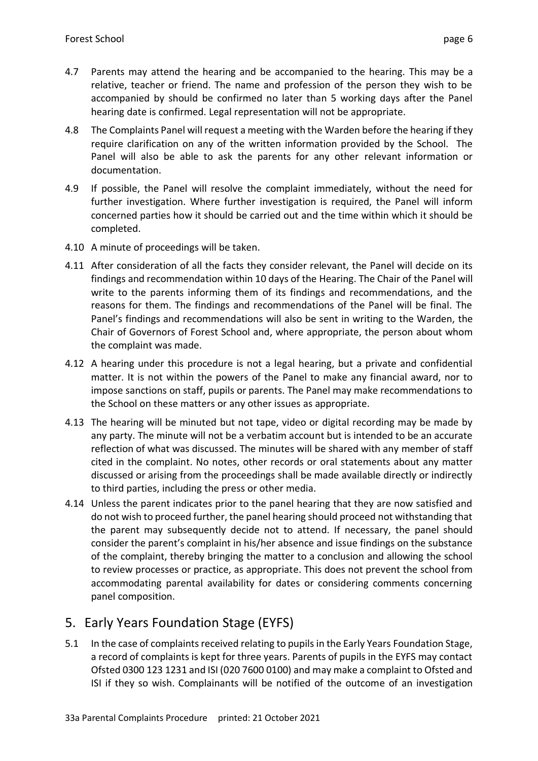4.7 Parents may attend the hearing and be accompanied to the hearing. This may be a relative, teacher or friend. The name and profession of the person they wish to be accompanied by should be confirmed no later than 5 working days after the Panel hearing date is confirmed. Legal representation will not be appropriate.

4.8 The Complaints Panel will request a meeting with the Warden before the hearing if they require clarification on any of the written information provided by the School. The Panel will also be able to ask the parents for any other relevant information or documentation.

4.9 If possible, the Panel will resolve the complaint immediately, without the need for further investigation. Where further investigation is required, the Panel will inform concerned parties how it should be carried out and the time within which it should be completed.

4.10 A minute of proceedings will be taken.

4.11 After consideration of all the facts they consider relevant, the Panel will decide on its findings and recommendation within 10 days of the Hearing. The Chair of the Panel will write to the parents informing them of its findings and recommendations, and the reasons for them. The findings and recommendations of the Panel will be final. The Panel's findings and recommendations will also be sent in writing to the Warden, the Chair of Governors of Forest School and, where appropriate, the person about whom the complaint was made.

4.12 A hearing under this procedure is not a legal hearing, but a private and confidential matter. It is not within the powers of the Panel to make any financial award, nor to impose sanctions on staff, pupils or parents. The Panel may make recommendations to the School on these matters or any other issues as appropriate.

4.13 The hearing will be minuted but not tape, video or digital recording may be made by any party. The minute will not be a verbatim account but is intended to be an accurate reflection of what was discussed. The minutes will be shared with any member of staff cited in the complaint. No notes, other records or oral statements about any matter discussed or arising from the proceedings shall be made available directly or indirectly to third parties, including the press or other media.

4.14 Unless the parent indicates prior to the panel hearing that they are now satisfied and do not wish to proceed further, the panel hearing should proceed not withstanding that the parent may subsequently decide not to attend. If necessary, the panel should consider the parent's complaint in his/her absence and issue findings on the substance of the complaint, thereby bringing the matter to a conclusion and allowing the school to review processes or practice, as appropriate. This does not prevent the school from accommodating parental availability for dates or considering comments concerning panel composition.

## 5. Early Years Foundation Stage (EYFS)

5.1 In the case of complaints received relating to pupils in the Early Years Foundation Stage, a record of complaints is kept for three years. Parents of pupils in the EYFS may contact Ofsted 0300 123 1231 and ISI (020 7600 0100) and may make a complaint to Ofsted and ISI if they so wish. Complainants will be notified of the outcome of an investigation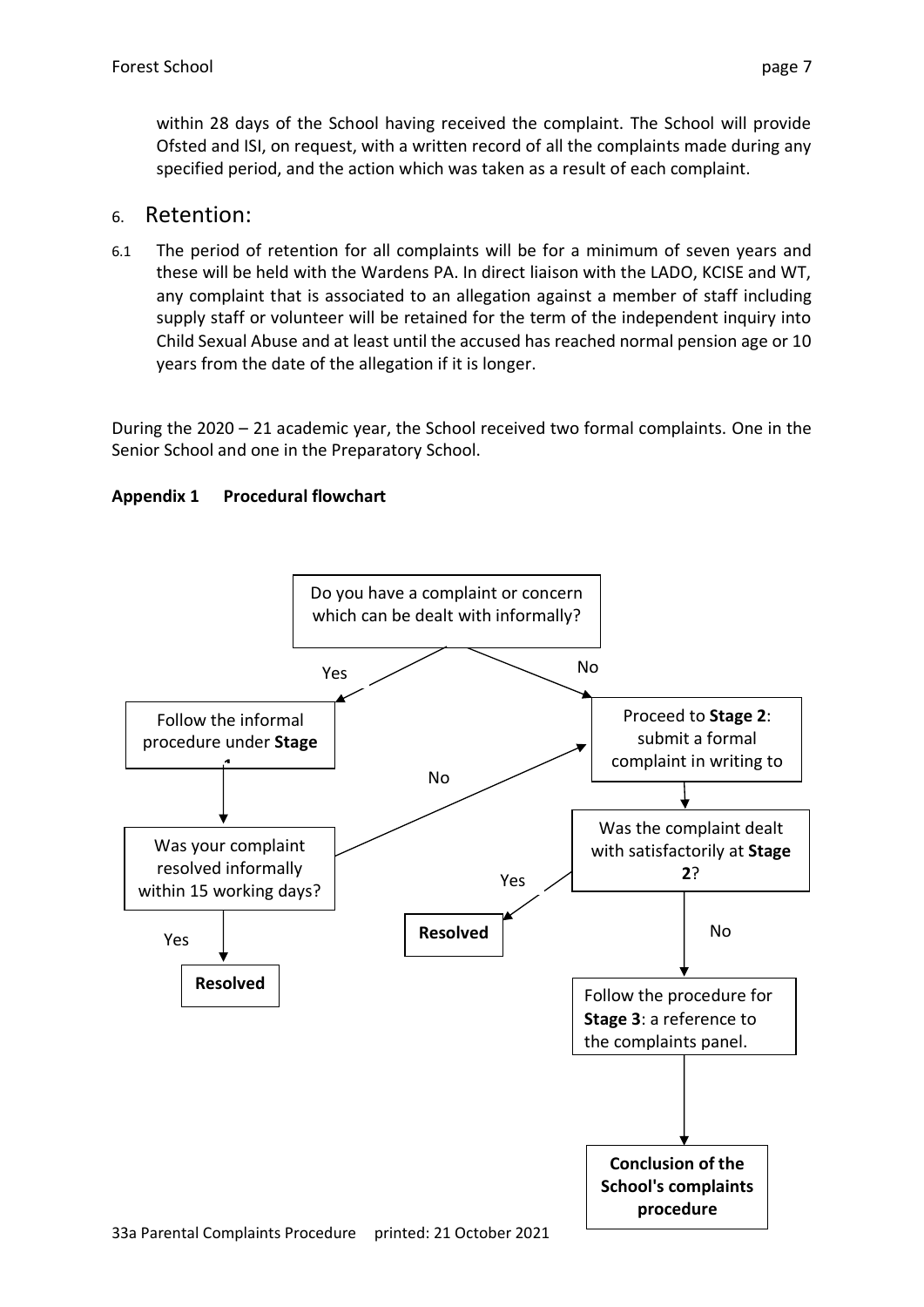within 28 days of the School having received the complaint. The School will provide Ofsted and ISI, on request, with a written record of all the complaints made during any specified period, and the action which was taken as a result of each complaint.

## 6. Retention:

6.1 The period of retention for all complaints will be for a minimum of seven years and these will be held with the Wardens PA. In direct liaison with the LADO, KCISE and WT, any complaint that is associated to an allegation against a member of staff including supply staff or volunteer will be retained for the term of the independent inquiry into Child Sexual Abuse and at least until the accused has reached normal pension age or 10 years from the date of the allegation if it is longer.

During the 2020 – 21 academic year, the School received two formal complaints. One in the Senior School and one in the Preparatory School.

**Appendix 1 Procedural flowchart**

Do you have a complaint or concern which can be dealt with informally?

Yes

No

Follow the informal procedure under **Stage**

Proceed to **Stage 2**: submit a formal complaint in writing to

No

Was your complaint resolved informally within 15 working days?

Was the complaint dealt with satisfactorily at **Stage 2**?

Yes

Yes

**Resolved**

No

**Resolved**

Follow the procedure for **Stage 3**: a reference to the complaints panel.

**Conclusion of the School's complaints procedure**